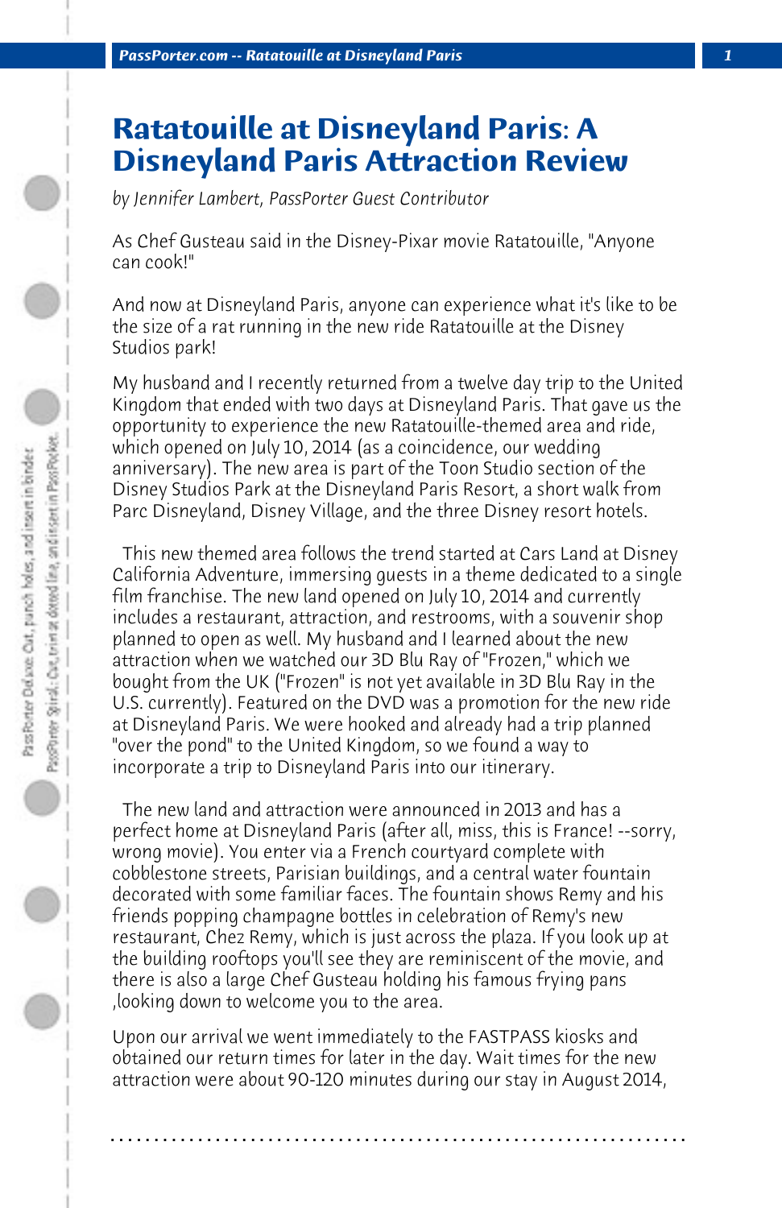# Ratatouille at Disneyland Paris: A Disneyland Paris Attraction Review

*by Jennifer Lambert, PassPorter Guest Contributor*

As Chef Gusteau said in the Disney-Pixar movie Ratatouille, "Anyone can cook!"

And now at Disneyland Paris, anyone can experience what it's like to be the size of a rat running in the new ride Ratatouille at the Disney Studios park!

My husband and I recently returned from a twelve day trip to the United Kingdom that ended with two days at Disneyland Paris. That gave us the opportunity to experience the new Ratatouille-themed area and ride, which opened on July 10, 2014 (as a coincidence, our wedding anniversary). The new area is part of the Toon Studio section of the Disney Studios Park at the Disneyland Paris Resort, a short walk from Parc Disneyland, Disney Village, and the three Disney resort hotels.

This new themed area follows the trend started at Cars Land at Disney California Adventure, immersing guests in a theme dedicated to a single film franchise. The new land opened on July 10, 2014 and currently includes a restaurant, attraction, and restrooms, with a souvenir shop planned to open as well. My husband and I learned about the new attraction when we watched our 3D Blu Ray of "Frozen," which we bought from the UK ("Frozen" is not yet available in 3D Blu Ray in the U.S. currently). Featured on the DVD was a promotion for the new ride at Disneyland Paris. We were hooked and already had a trip planned "over the pond" to the United Kingdom, so we found a way to incorporate a trip to Disneyland Paris into our itinerary.

The new land and attraction were announced in 2013 and has a perfect home at Disneyland Paris (after all, miss, this is France! --sorry, wrong movie). You enter via a French courtyard complete with cobblestone streets, Parisian buildings, and a central water fountain decorated with some familiar faces. The fountain shows Remy and his friends popping champagne bottles in celebration of Remy's new restaurant, Chez Remy, which is just across the plaza. If you look up at the building rooftops you'll see they are reminiscent of the movie, and there is also a large Chef Gusteau holding his famous frying pans ,looking down to welcome you to the area.

Upon our arrival we went immediately to the FASTPASS kiosks and obtained our return times for later in the day. Wait times for the new attraction were about 90-120 minutes during our stay in August 2014,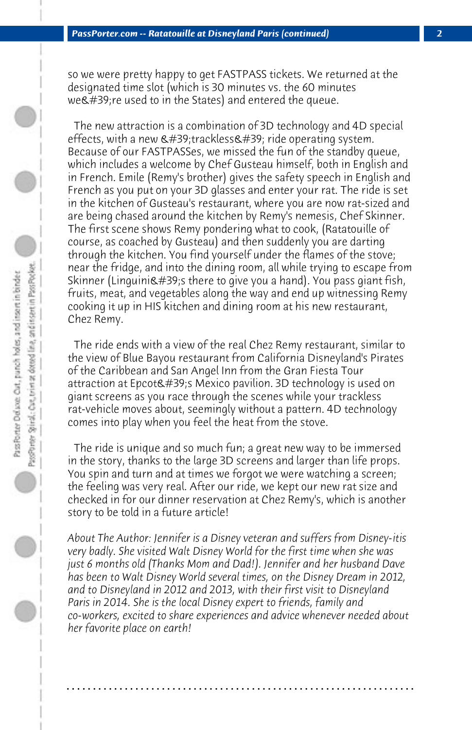so we were pretty happy to get FASTPASS tickets. We returned at the designated time slot (which is 30 minutes vs. the 60 minutes we&#39;re used to in the States) and entered the queue.

The new attraction is a combination of 3D technology and 4D special effects, with a new &#39;trackless&#39; ride operating system. Because of our FASTPASSes, we missed the fun of the standby queue, which includes a welcome by Chef Gusteau himself, both in English and in French. Emile (Remy's brother) gives the safety speech in English and French as you put on your 3D glasses and enter your rat. The ride is set in the kitchen of Gusteau's restaurant, where you are now rat-sized and are being chased around the kitchen by Remy's nemesis, Chef Skinner. The first scene shows Remy pondering what to cook, (Ratatouille of course, as coached by Gusteau) and then suddenly you are darting through the kitchen. You find yourself under the flames of the stove; near the fridge, and into the dining room, all while trying to escape from Skinner (Linguini&#39;s there to give you a hand). You pass giant fish, fruits, meat, and vegetables along the way and end up witnessing Remy cooking it up in HIS kitchen and dining room at his new restaurant, Chez Remy.

The ride ends with a view of the real Chez Remy restaurant, similar to the view of Blue Bayou restaurant from California Disneyland's Pirates of the Caribbean and San Angel Inn from the Gran Fiesta Tour attraction at Epcot&#39;s Mexico pavilion. 3D technology is used on giant screens as you race through the scenes while your trackless rat-vehicle moves about, seemingly without a pattern. 4D technology comes into play when you feel the heat from the stove.

The ride is unique and so much fun; a great new way to be immersed in the story, thanks to the large 3D screens and larger than life props. You spin and turn and at times we forgot we were watching a screen; the feeling was very real. After our ride, we kept our new rat size and checked in for our dinner reservation at Chez Remy's, which is another story to be told in a future article!

*About The Author: Jennifer is a Disney veteran and suffers from Disney-itis very badly. She visited Walt Disney World for the first time when she was just 6 months old (Thanks Mom and Dad!). Jennifer and her husband Dave has been to Walt Disney World several times, on the Disney Dream in 2012, and to Disneyland in 2012 and 2013, with their first visit to Disneyland Paris in 2014. She is the local Disney expert to friends, family and co-workers, excited to share experiences and advice whenever needed about her favorite place on earth!*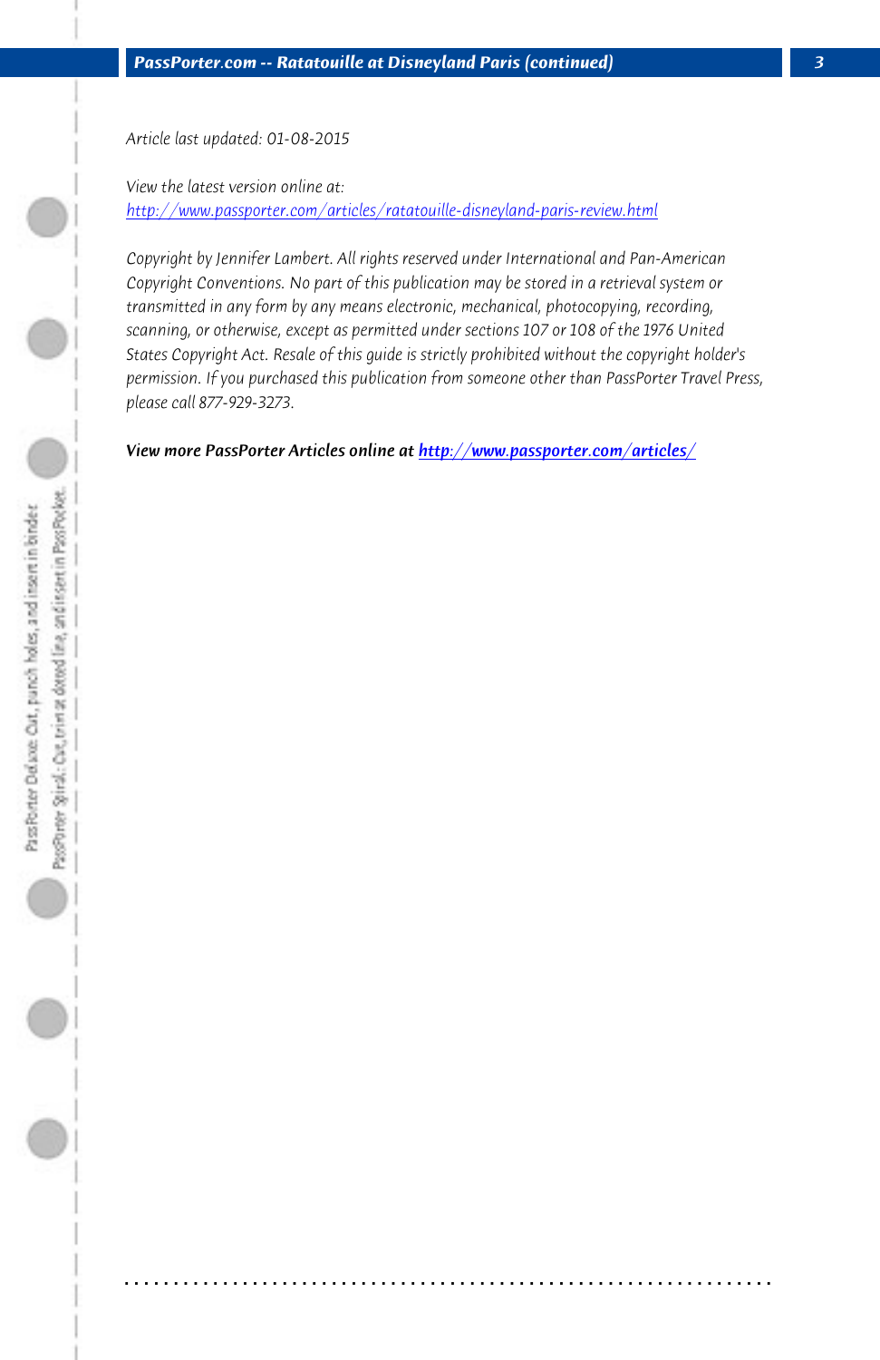*Article last updated: 01-08-2015*

*View the latest version online at:*
*http://www.passporter.com/articles/ratatouille-disneyland-paris-review.html*

*Copyright by Jennifer Lambert. All rights reserved under International and Pan-American Copyright Conventions. No part of this publication may be stored in a retrieval system or transmitted in any form by any means electronic, mechanical, photocopying, recording, scanning, or otherwise, except as permitted under sections 107 or 108 of the 1976 United States Copyright Act. Resale of this guide is strictly prohibited without the copyright holder's permission. If you purchased this publication from someone other than PassPorter Travel Press, please call 877-929-3273.*

***View more PassPorter Articles online at http://www.passporter.com/articles/***